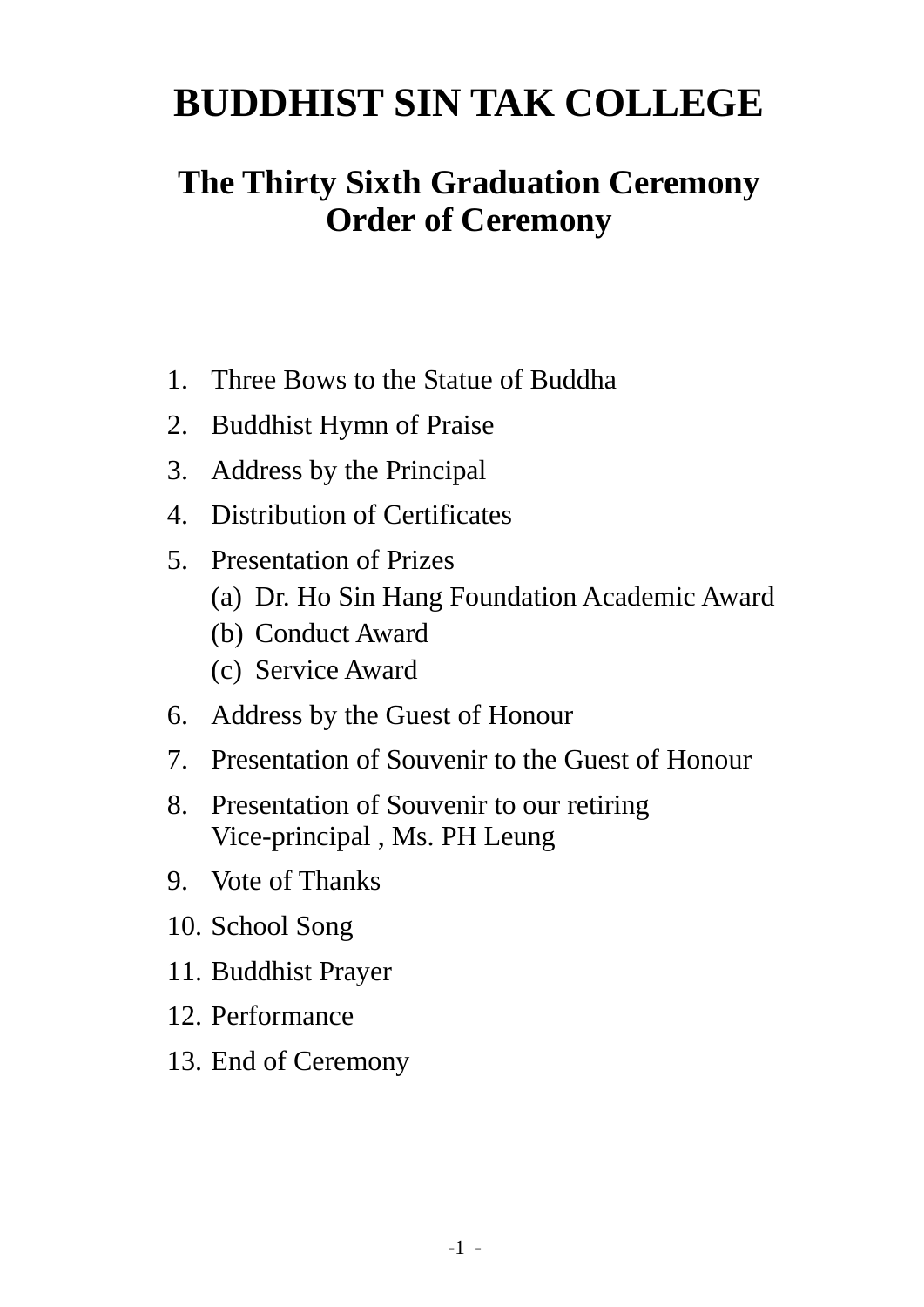# BUDDHIST SIN TAK COLLEGE

## The Thirty Sixth Graduation Ceremony
## Order of Ceremony

1. Three Bows to the Statue of Buddha
2. Buddhist Hymn of Praise
3. Address by the Principal
4. Distribution of Certificates
5. Presentation of Prizes
   (a) Dr. Ho Sin Hang Foundation Academic Award
   (b) Conduct Award
   (c) Service Award
6. Address by the Guest of Honour
7. Presentation of Souvenir to the Guest of Honour
8. Presentation of Souvenir to our retiring Vice-principal , Ms. PH Leung
9. Vote of Thanks
10. School Song
11. Buddhist Prayer
12. Performance
13. End of Ceremony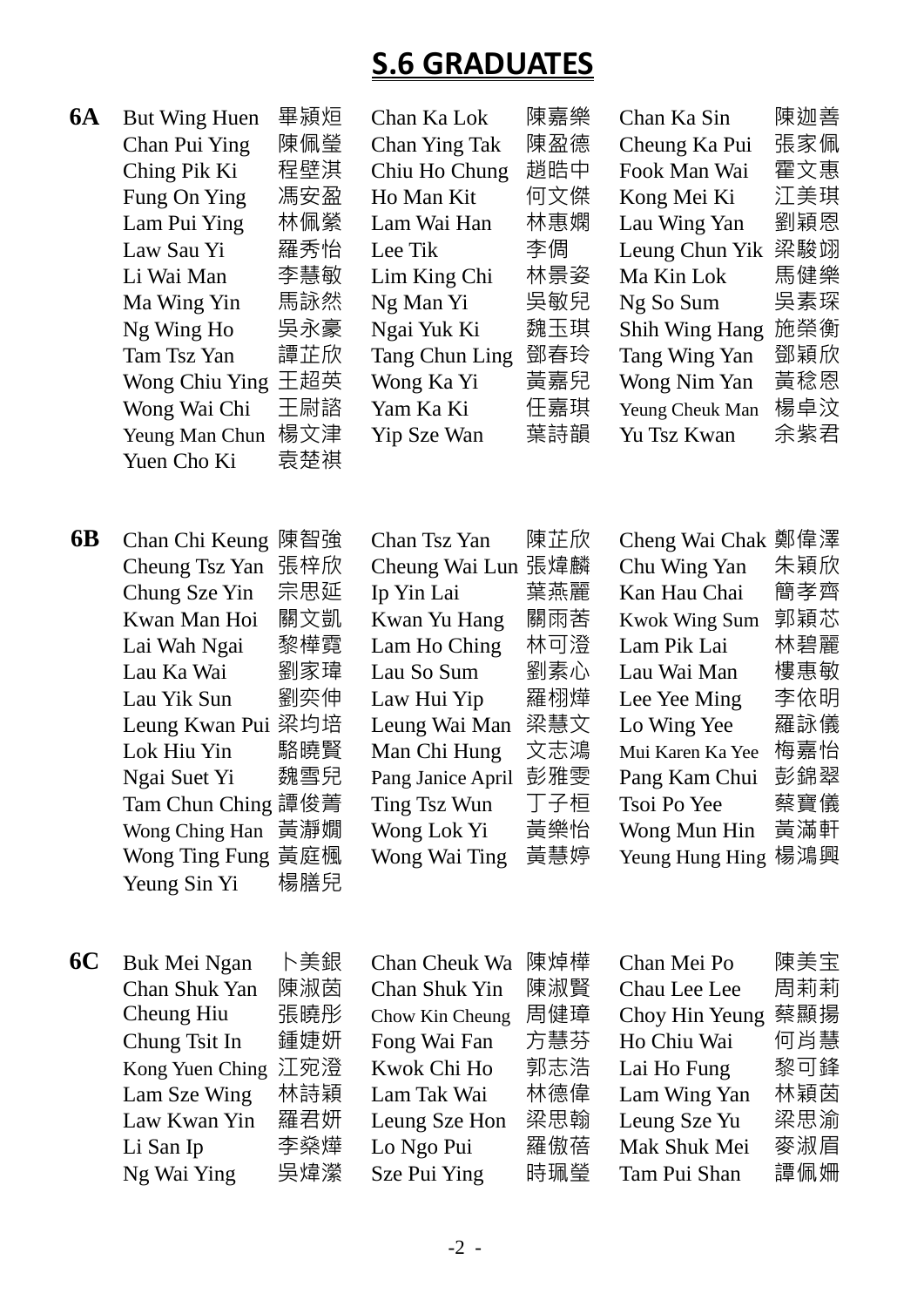# S.6 GRADUATES

## 6A

| | | | | | |
|---|---|---|---|---|---|
| But Wing Huen | 畢潁烜 | Chan Ka Lok | 陳嘉樂 | Chan Ka Sin | 陳迦善 |
| Chan Pui Ying | 陳佩瑩 | Chan Ying Tak | 陳盈德 | Cheung Ka Pui | 張家佩 |
| Ching Pik Ki | 程壁淇 | Chiu Ho Chung | 趙皓中 | Fook Man Wai | 霍文惠 |
| Fung On Ying | 馮安盈 | Ho Man Kit | 何文傑 | Kong Mei Ki | 江美琪 |
| Lam Pui Ying | 林佩縈 | Lam Wai Han | 林惠嫻 | Lau Wing Yan | 劉潁恩 |
| Law Sau Yi | 羅秀怡 | Lee Tik | 李倜 | Leung Chun Yik | 梁駿翊 |
| Li Wai Man | 李慧敏 | Lim King Chi | 林景姿 | Ma Kin Lok | 馬健樂 |
| Ma Wing Yin | 馬詠然 | Ng Man Yi | 吳敏兒 | Ng So Sum | 吳素琛 |
| Ng Wing Ho | 吳永豪 | Ngai Yuk Ki | 魏玉琪 | Shih Wing Hang | 施榮衡 |
| Tam Tsz Yan | 譚芷欣 | Tang Chun Ling | 鄧春玲 | Tang Wing Yan | 鄧潁欣 |
| Wong Chiu Ying | 王超英 | Wong Ka Yi | 黃嘉兒 | Wong Nim Yan | 黃稔恩 |
| Wong Wai Chi | 王尉諮 | Yam Ka Ki | 任嘉琪 | Yeung Cheuk Man | 楊卓汶 |
| Yeung Man Chun | 楊文津 | Yip Sze Wan | 葉詩韻 | Yu Tsz Kwan | 余紫君 |
| Yuen Cho Ki | 袁楚祺 | | | | |

## 6B

| | | | | | |
|---|---|---|---|---|---|
| Chan Chi Keung | 陳智強 | Chan Tsz Yan | 陳芷欣 | Cheng Wai Chak | 鄭偉澤 |
| Cheung Tsz Yan | 張梓欣 | Cheung Wai Lun | 張煒麟 | Chu Wing Yan | 朱潁欣 |
| Chung Sze Yin | 宗思延 | Ip Yin Lai | 葉燕麗 | Kan Hau Chai | 簡孝齊 |
| Kwan Man Hoi | 關文凱 | Kwan Yu Hang | 關雨荇 | Kwok Wing Sum | 郭潁芯 |
| Lai Wah Ngai | 黎樺霓 | Lam Ho Ching | 林可澄 | Lam Pik Lai | 林碧麗 |
| Lau Ka Wai | 劉家瑋 | Lau So Sum | 劉素心 | Lau Wai Man | 樓惠敏 |
| Lau Yik Sun | 劉奕伸 | Law Hui Yip | 羅栩燁 | Lee Yee Ming | 李依明 |
| Leung Kwan Pui | 梁均培 | Leung Wai Man | 梁慧文 | Lo Wing Yee | 羅詠儀 |
| Lok Hiu Yin | 駱曉賢 | Man Chi Hung | 文志鴻 | Mui Karen Ka Yee | 梅嘉怡 |
| Ngai Suet Yi | 魏雪兒 | Pang Janice April | 彭雅雯 | Pang Kam Chui | 彭錦翠 |
| Tam Chun Ching | 譚俊菁 | Ting Tsz Wun | 丁子桓 | Tsoi Po Yee | 蔡寶儀 |
| Wong Ching Han | 黃瀞嫻 | Wong Lok Yi | 黃樂怡 | Wong Mun Hin | 黃滿軒 |
| Wong Ting Fung | 黃庭楓 | Wong Wai Ting | 黃慧婷 | Yeung Hung Hing | 楊鴻興 |
| Yeung Sin Yi | 楊膳兒 | | | | |

## 6C

| | | | | | |
|---|---|---|---|---|---|
| Buk Mei Ngan | 卜美銀 | Chan Cheuk Wa | 陳焯樺 | Chan Mei Po | 陳美宝 |
| Chan Shuk Yan | 陳淑茵 | Chan Shuk Yin | 陳淑賢 | Chau Lee Lee | 周莉莉 |
| Cheung Hiu | 張曉彤 | Chow Kin Cheung | 周健璋 | Choy Hin Yeung | 蔡顯揚 |
| Chung Tsit In | 鍾婕妍 | Fong Wai Fan | 方慧芬 | Ho Chiu Wai | 何肖慧 |
| Kong Yuen Ching | 江宛澄 | Kwok Chi Ho | 郭志浩 | Lai Ho Fung | 黎可鋒 |
| Lam Sze Wing | 林詩穎 | Lam Tak Wai | 林德偉 | Lam Wing Yan | 林穎茵 |
| Law Kwan Yin | 羅君妍 | Leung Sze Hon | 梁思翰 | Leung Sze Yu | 梁思渝 |
| Li San Ip | 李燊燁 | Lo Ngo Pui | 羅傲蓓 | Mak Shuk Mei | 麥淑眉 |
| Ng Wai Ying | 吳煒瀠 | Sze Pui Ying | 時珮瑩 | Tam Pui Shan | 譚佩姍 |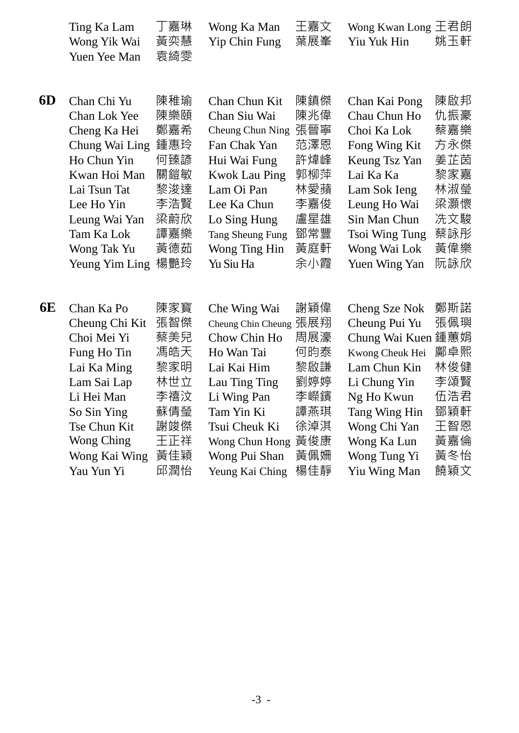| | | | | | | |
|---|---|---|---|---|---|---|
| | Ting Ka Lam | 丁嘉琳 | Wong Ka Man | 王嘉文 | Wong Kwan Long | 王君朗 |
| | Wong Yik Wai | 黃奕慧 | Yip Chin Fung | 葉展峯 | Yiu Yuk Hin | 姚玉軒 |
| | Yuen Yee Man | 袁綺雯 | | | | |

| | | | | | | |
|---|---|---|---|---|---|---|
| **6D** | Chan Chi Yu | 陳稚瑜 | Chan Chun Kit | 陳鎮傑 | Chan Kai Pong | 陳啟邦 |
| | Chan Lok Yee | 陳樂頤 | Chan Siu Wai | 陳兆偉 | Chau Chun Ho | 仇振豪 |
| | Cheng Ka Hei | 鄭嘉希 | Cheung Chun Ning | 張晉寧 | Choi Ka Lok | 蔡嘉樂 |
| | Chung Wai Ling | 鍾惠玲 | Fan Chak Yan | 范澤恩 | Fong Wing Kit | 方永傑 |
| | Ho Chun Yin | 何臻諺 | Hui Wai Fung | 許煒峰 | Keung Tsz Yan | 姜芷茵 |
| | Kwan Hoi Man | 關鎧敏 | Kwok Lau Ping | 郭柳萍 | Lai Ka Ka | 黎家嘉 |
| | Lai Tsun Tat | 黎浚達 | Lam Oi Pan | 林愛蘋 | Lam Sok Ieng | 林淑瑩 |
| | Lee Ho Yin | 李浩賢 | Lee Ka Chun | 李嘉俊 | Leung Ho Wai | 梁灝懷 |
| | Leung Wai Yan | 梁蔚欣 | Lo Sing Hung | 盧星雄 | Sin Man Chun | 冼文駿 |
| | Tam Ka Lok | 譚嘉樂 | Tang Sheung Fung | 鄧常豐 | Tsoi Wing Tung | 蔡詠彤 |
| | Wong Tak Yu | 黃德茹 | Wong Ting Hin | 黃庭軒 | Wong Wai Lok | 黃偉樂 |
| | Yeung Yim Ling | 楊艷玲 | Yu Siu Ha | 余小霞 | Yuen Wing Yan | 阮詠欣 |

| | | | | | | |
|---|---|---|---|---|---|---|
| **6E** | Chan Ka Po | 陳家寶 | Che Wing Wai | 謝穎偉 | Cheng Sze Nok | 鄭斯諾 |
| | Cheung Chi Kit | 張智傑 | Cheung Chin Cheung | 張展翔 | Cheung Pui Yu | 張佩璵 |
| | Choi Mei Yi | 蔡美兒 | Chow Chin Ho | 周展濠 | Chung Wai Kuen | 鍾蕙娟 |
| | Fung Ho Tin | 馮皓天 | Ho Wan Tai | 何昀泰 | Kwong Cheuk Hei | 鄺卓熙 |
| | Lai Ka Ming | 黎家明 | Lai Kai Him | 黎啟謙 | Lam Chun Kin | 林俊健 |
| | Lam Sai Lap | 林世立 | Lau Ting Ting | 劉婷婷 | Li Chung Yin | 李頌賢 |
| | Li Hei Man | 李禧汶 | Li Wing Pan | 李嶸鑌 | Ng Ho Kwun | 伍浩君 |
| | So Sin Ying | 蘇倩瑩 | Tam Yin Ki | 譚燕琪 | Tang Wing Hin | 鄧穎軒 |
| | Tse Chun Kit | 謝竣傑 | Tsui Cheuk Ki | 徐淖淇 | Wong Chi Yan | 王智恩 |
| | Wong Ching | 王正祥 | Wong Chun Hong | 黃俊康 | Wong Ka Lun | 黃嘉倫 |
| | Wong Kai Wing | 黃佳穎 | Wong Pui Shan | 黃佩姍 | Wong Tung Yi | 黃冬怡 |
| | Yau Yun Yi | 邱潤怡 | Yeung Kai Ching | 楊佳靜 | Yiu Wing Man | 饒穎文 |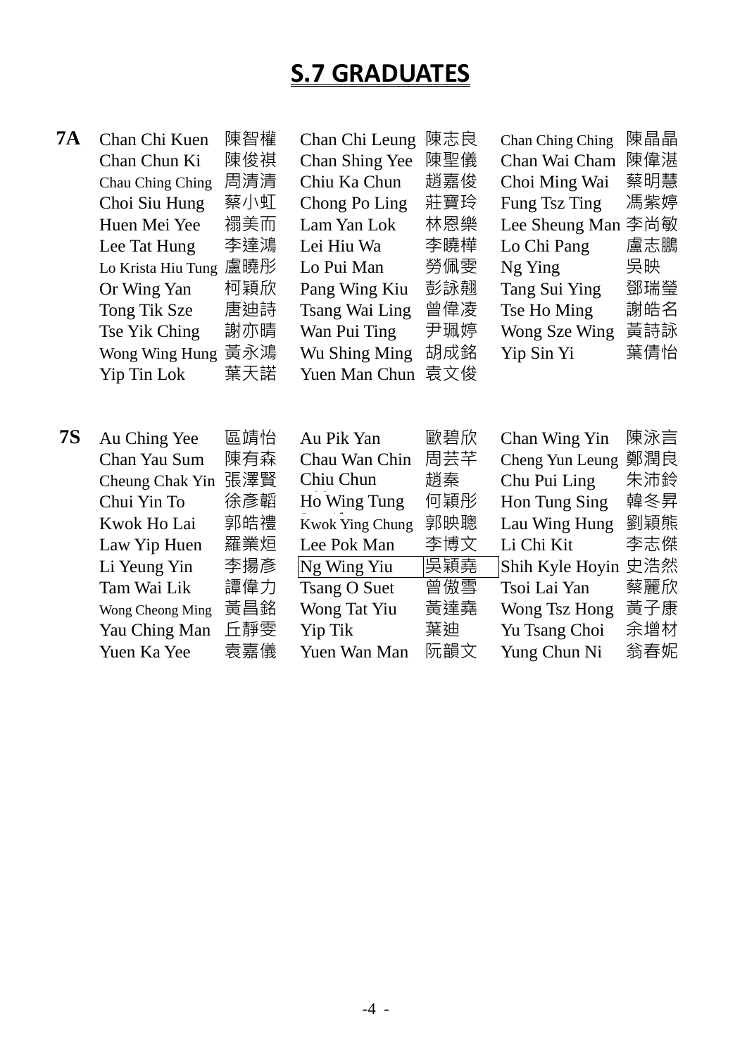# S.7 GRADUATES

## 7A

| | | | | | |
|---|---|---|---|---|---|
| Chan Chi Kuen | 陳智權 | Chan Chi Leung | 陳志良 | Chan Ching Ching | 陳晶晶 |
| Chan Chun Ki | 陳俊祺 | Chan Shing Yee | 陳聖儀 | Chan Wai Cham | 陳偉湛 |
| Chau Ching Ching | 周清清 | Chiu Ka Chun | 趙嘉俊 | Choi Ming Wai | 蔡明慧 |
| Choi Siu Hung | 蔡小虹 | Chong Po Ling | 莊寶玲 | Fung Tsz Ting | 馮紫婷 |
| Huen Mei Yee | 禤美而 | Lam Yan Lok | 林恩樂 | Lee Sheung Man | 李尚敏 |
| Lee Tat Hung | 李達鴻 | Lei Hiu Wa | 李曉樺 | Lo Chi Pang | 盧志鵬 |
| Lo Krista Hiu Tung | 盧曉彤 | Lo Pui Man | 勞佩雯 | Ng Ying | 吳映 |
| Or Wing Yan | 柯穎欣 | Pang Wing Kiu | 彭詠翹 | Tang Sui Ying | 鄧瑞瑩 |
| Tong Tik Sze | 唐迪詩 | Tsang Wai Ling | 曾偉凌 | Tse Ho Ming | 謝皓名 |
| Tse Yik Ching | 謝亦晴 | Wan Pui Ting | 尹珮婷 | Wong Sze Wing | 黃詩詠 |
| Wong Wing Hung | 黃永鴻 | Wu Shing Ming | 胡成銘 | Yip Sin Yi | 葉倩怡 |
| Yip Tin Lok | 葉天諾 | Yuen Man Chun | 袁文俊 | | |

## 7S

| | | | | | |
|---|---|---|---|---|---|
| Au Ching Yee | 區靖怡 | Au Pik Yan | 歐碧欣 | Chan Wing Yin | 陳泳言 |
| Chan Yau Sum | 陳有森 | Chau Wan Chin | 周芸芊 | Cheng Yun Leung | 鄭潤良 |
| Cheung Chak Yin | 張澤賢 | Chiu Chun | 趙秦 | Chu Pui Ling | 朱沛鈴 |
| Chui Yin To | 徐彥韜 | Ho Wing Tung | 何穎彤 | Hon Tung Sing | 韓冬昇 |
| Kwok Ho Lai | 郭皓禮 | Kwok Ying Chung | 郭映聰 | Lau Wing Hung | 劉穎熊 |
| Law Yip Huen | 羅業烜 | Lee Pok Man | 李博文 | Li Chi Kit | 李志傑 |
| Li Yeung Yin | 李揚彥 | Ng Wing Yiu | 吳穎堯 | Shih Kyle Hoyin | 史浩然 |
| Tam Wai Lik | 譚偉力 | Tsang O Suet | 曾傲雪 | Tsoi Lai Yan | 蔡麗欣 |
| Wong Cheong Ming | 黃昌銘 | Wong Tat Yiu | 黃達堯 | Wong Tsz Hong | 黃子康 |
| Yau Ching Man | 丘靜雯 | Yip Tik | 葉迪 | Yu Tsang Choi | 余增材 |
| Yuen Ka Yee | 袁嘉儀 | Yuen Wan Man | 阮韻文 | Yung Chun Ni | 翁春妮 |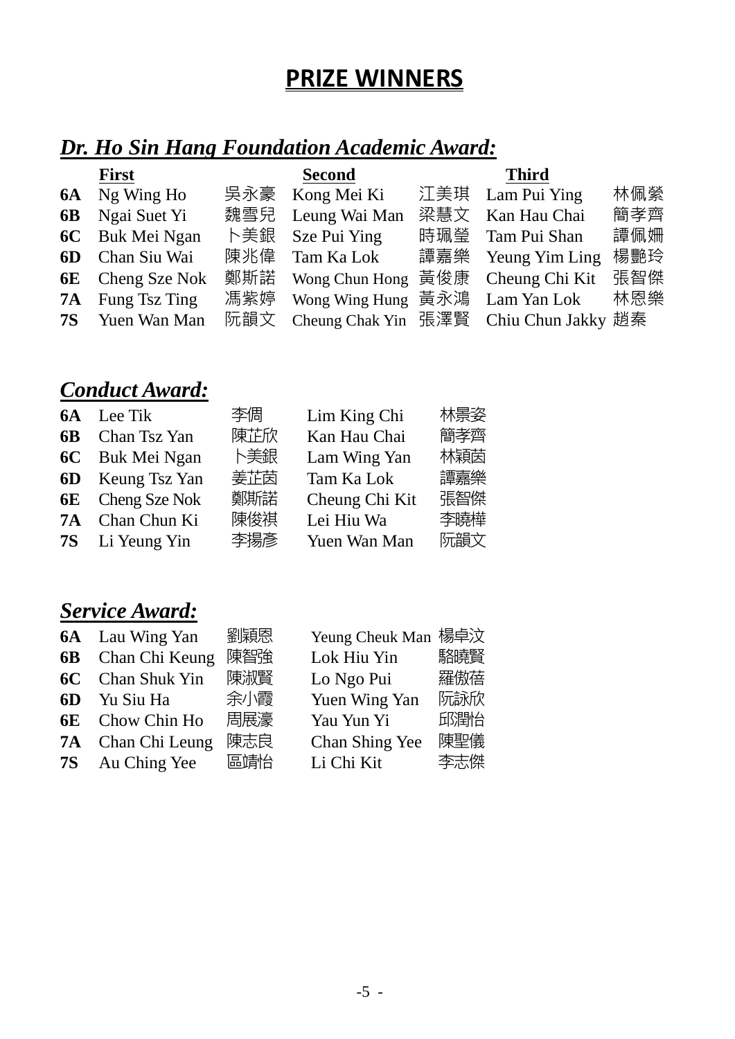# PRIZE WINNERS

## *Dr. Ho Sin Hang Foundation Academic Award:*

| | First | | Second | | Third | |
|---|---|---|---|---|---|---|
| **6A** | Ng Wing Ho | 吳永豪 | Kong Mei Ki | 江美琪 | Lam Pui Ying | 林佩縈 |
| **6B** | Ngai Suet Yi | 魏雪兒 | Leung Wai Man | 梁慧文 | Kan Hau Chai | 簡孝齊 |
| **6C** | Buk Mei Ngan | 卜美銀 | Sze Pui Ying | 時珮瑩 | Tam Pui Shan | 譚佩姍 |
| **6D** | Chan Siu Wai | 陳兆偉 | Tam Ka Lok | 譚嘉樂 | Yeung Yim Ling | 楊艷玲 |
| **6E** | Cheng Sze Nok | 鄭斯諾 | Wong Chun Hong | 黃俊康 | Cheung Chi Kit | 張智傑 |
| **7A** | Fung Tsz Ting | 馮紫婷 | Wong Wing Hung | 黃永鴻 | Lam Yan Lok | 林恩樂 |
| **7S** | Yuen Wan Man | 阮韻文 | Cheung Chak Yin | 張澤賢 | Chiu Chun Jakky | 趙秦 |

## *Conduct Award:*

| | | | | |
|---|---|---|---|---|
| **6A** | Lee Tik | 李倜 | Lim King Chi | 林景姿 |
| **6B** | Chan Tsz Yan | 陳芷欣 | Kan Hau Chai | 簡孝齊 |
| **6C** | Buk Mei Ngan | 卜美銀 | Lam Wing Yan | 林穎茵 |
| **6D** | Keung Tsz Yan | 姜芷茵 | Tam Ka Lok | 譚嘉樂 |
| **6E** | Cheng Sze Nok | 鄭斯諾 | Cheung Chi Kit | 張智傑 |
| **7A** | Chan Chun Ki | 陳俊祺 | Lei Hiu Wa | 李曉樺 |
| **7S** | Li Yeung Yin | 李揚彥 | Yuen Wan Man | 阮韻文 |

## *Service Award:*

| | | | | |
|---|---|---|---|---|
| **6A** | Lau Wing Yan | 劉穎恩 | Yeung Cheuk Man | 楊卓汶 |
| **6B** | Chan Chi Keung | 陳智強 | Lok Hiu Yin | 駱曉賢 |
| **6C** | Chan Shuk Yin | 陳淑賢 | Lo Ngo Pui | 羅傲蓓 |
| **6D** | Yu Siu Ha | 余小霞 | Yuen Wing Yan | 阮詠欣 |
| **6E** | Chow Chin Ho | 周展濠 | Yau Yun Yi | 邱潤怡 |
| **7A** | Chan Chi Leung | 陳志良 | Chan Shing Yee | 陳聖儀 |
| **7S** | Au Ching Yee | 區靖怡 | Li Chi Kit | 李志傑 |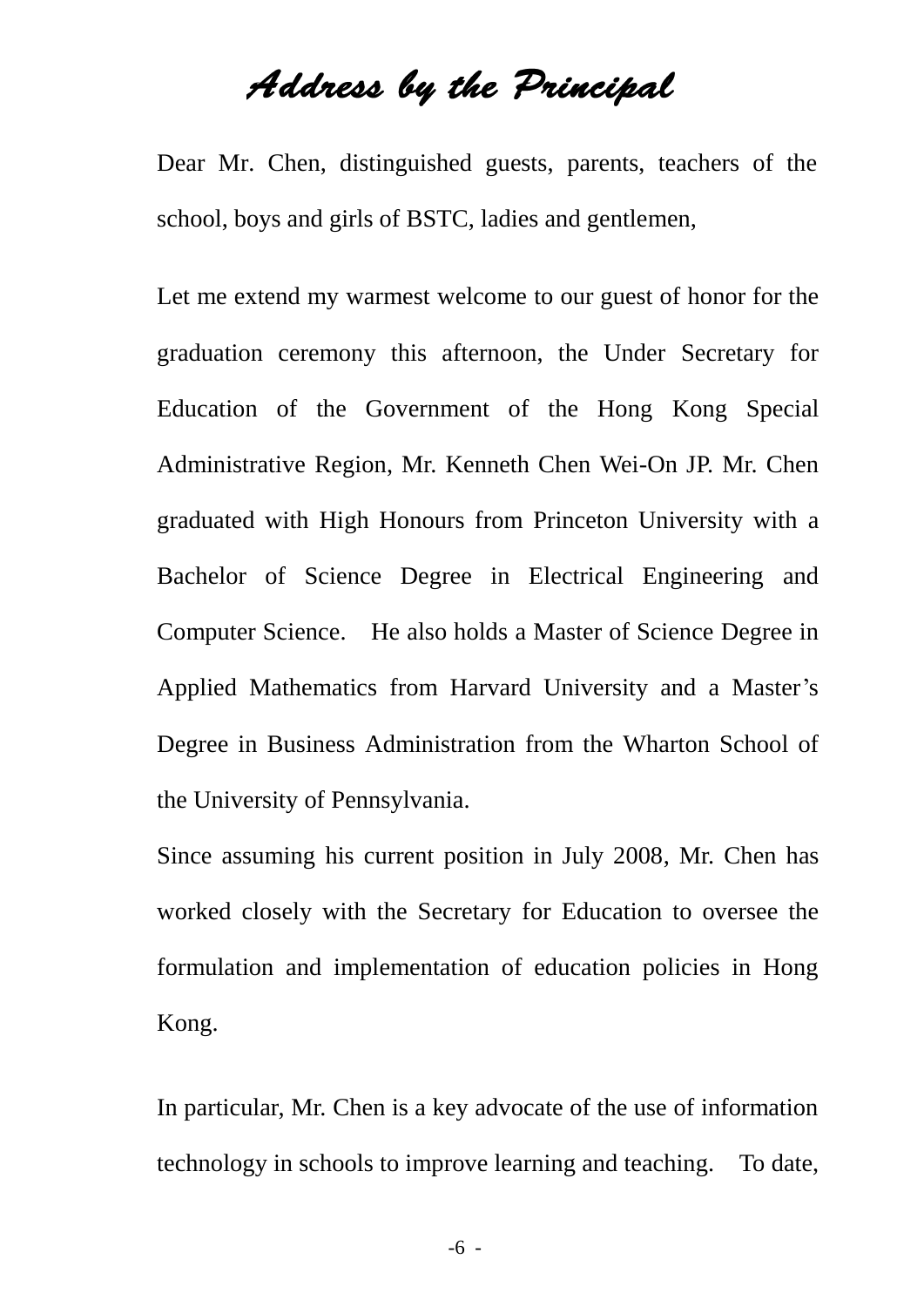# *Address by the Principal*

Dear Mr. Chen, distinguished guests, parents, teachers of the school, boys and girls of BSTC, ladies and gentlemen,

Let me extend my warmest welcome to our guest of honor for the graduation ceremony this afternoon, the Under Secretary for Education of the Government of the Hong Kong Special Administrative Region, Mr. Kenneth Chen Wei-On JP. Mr. Chen graduated with High Honours from Princeton University with a Bachelor of Science Degree in Electrical Engineering and Computer Science. He also holds a Master of Science Degree in Applied Mathematics from Harvard University and a Master's Degree in Business Administration from the Wharton School of the University of Pennsylvania.

Since assuming his current position in July 2008, Mr. Chen has worked closely with the Secretary for Education to oversee the formulation and implementation of education policies in Hong Kong.

In particular, Mr. Chen is a key advocate of the use of information technology in schools to improve learning and teaching. To date,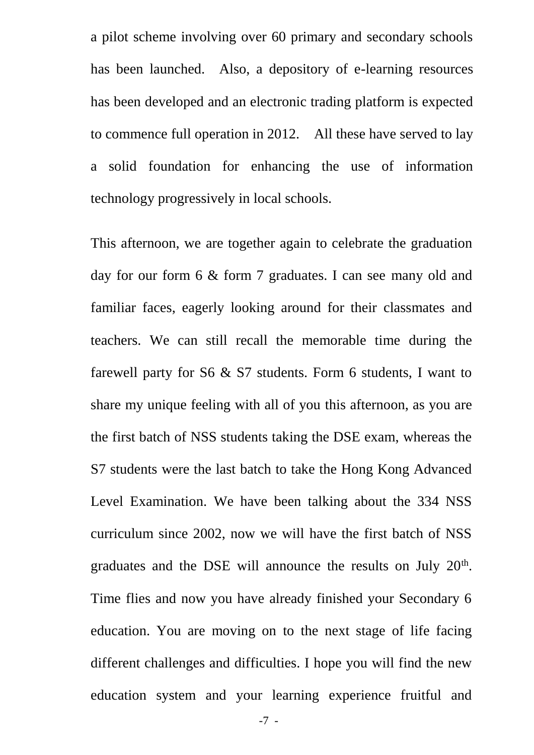a pilot scheme involving over 60 primary and secondary schools has been launched. Also, a depository of e-learning resources has been developed and an electronic trading platform is expected to commence full operation in 2012. All these have served to lay a solid foundation for enhancing the use of information technology progressively in local schools.

This afternoon, we are together again to celebrate the graduation day for our form 6 & form 7 graduates. I can see many old and familiar faces, eagerly looking around for their classmates and teachers. We can still recall the memorable time during the farewell party for S6 & S7 students. Form 6 students, I want to share my unique feeling with all of you this afternoon, as you are the first batch of NSS students taking the DSE exam, whereas the S7 students were the last batch to take the Hong Kong Advanced Level Examination. We have been talking about the 334 NSS curriculum since 2002, now we will have the first batch of NSS graduates and the DSE will announce the results on July 20th. Time flies and now you have already finished your Secondary 6 education. You are moving on to the next stage of life facing different challenges and difficulties. I hope you will find the new education system and your learning experience fruitful and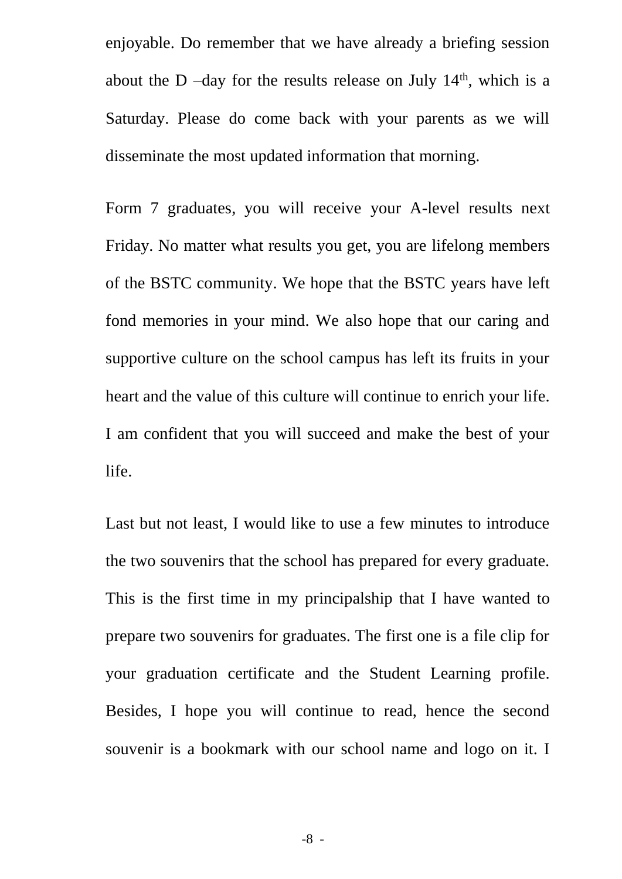enjoyable. Do remember that we have already a briefing session about the D –day for the results release on July 14th, which is a Saturday. Please do come back with your parents as we will disseminate the most updated information that morning.

Form 7 graduates, you will receive your A-level results next Friday. No matter what results you get, you are lifelong members of the BSTC community. We hope that the BSTC years have left fond memories in your mind. We also hope that our caring and supportive culture on the school campus has left its fruits in your heart and the value of this culture will continue to enrich your life. I am confident that you will succeed and make the best of your life.

Last but not least, I would like to use a few minutes to introduce the two souvenirs that the school has prepared for every graduate. This is the first time in my principalship that I have wanted to prepare two souvenirs for graduates. The first one is a file clip for your graduation certificate and the Student Learning profile. Besides, I hope you will continue to read, hence the second souvenir is a bookmark with our school name and logo on it. I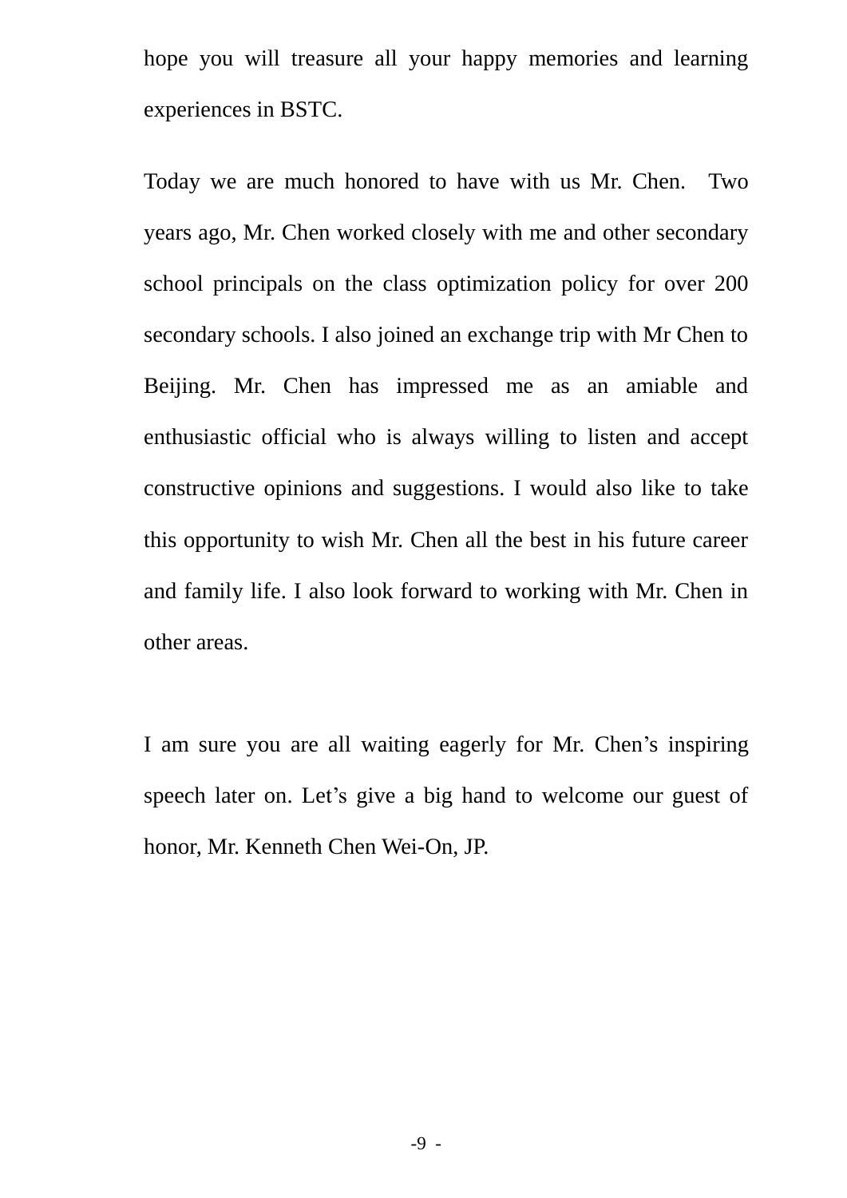hope you will treasure all your happy memories and learning experiences in BSTC.

Today we are much honored to have with us Mr. Chen. Two years ago, Mr. Chen worked closely with me and other secondary school principals on the class optimization policy for over 200 secondary schools. I also joined an exchange trip with Mr Chen to Beijing. Mr. Chen has impressed me as an amiable and enthusiastic official who is always willing to listen and accept constructive opinions and suggestions. I would also like to take this opportunity to wish Mr. Chen all the best in his future career and family life. I also look forward to working with Mr. Chen in other areas.

I am sure you are all waiting eagerly for Mr. Chen's inspiring speech later on. Let's give a big hand to welcome our guest of honor, Mr. Kenneth Chen Wei-On, JP.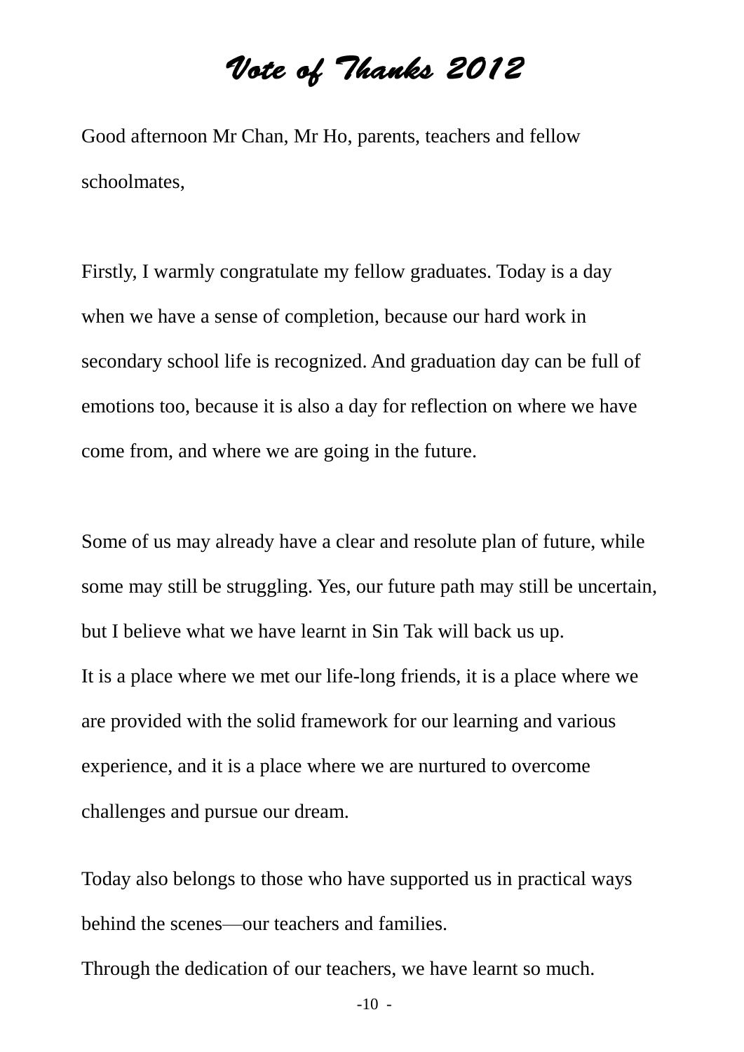# *Vote of Thanks 2012*

Good afternoon Mr Chan, Mr Ho, parents, teachers and fellow schoolmates,

Firstly, I warmly congratulate my fellow graduates. Today is a day when we have a sense of completion, because our hard work in secondary school life is recognized. And graduation day can be full of emotions too, because it is also a day for reflection on where we have come from, and where we are going in the future.

Some of us may already have a clear and resolute plan of future, while some may still be struggling. Yes, our future path may still be uncertain, but I believe what we have learnt in Sin Tak will back us up.
It is a place where we met our life-long friends, it is a place where we are provided with the solid framework for our learning and various experience, and it is a place where we are nurtured to overcome challenges and pursue our dream.

Today also belongs to those who have supported us in practical ways behind the scenes—our teachers and families.
Through the dedication of our teachers, we have learnt so much.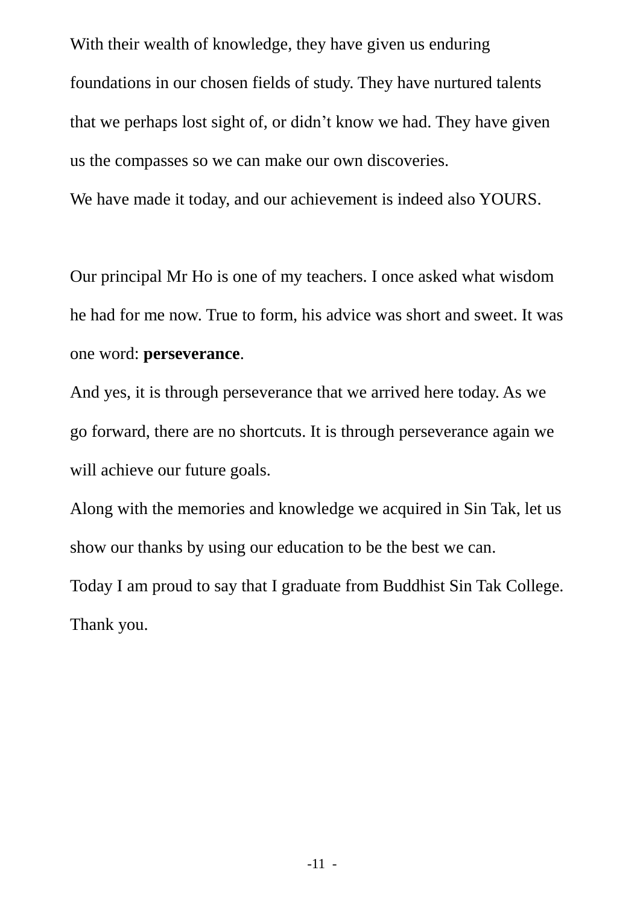With their wealth of knowledge, they have given us enduring foundations in our chosen fields of study. They have nurtured talents that we perhaps lost sight of, or didn't know we had. They have given us the compasses so we can make our own discoveries.

We have made it today, and our achievement is indeed also YOURS.

Our principal Mr Ho is one of my teachers. I once asked what wisdom he had for me now. True to form, his advice was short and sweet. It was one word: **perseverance**.

And yes, it is through perseverance that we arrived here today. As we go forward, there are no shortcuts. It is through perseverance again we will achieve our future goals.

Along with the memories and knowledge we acquired in Sin Tak, let us show our thanks by using our education to be the best we can.

Today I am proud to say that I graduate from Buddhist Sin Tak College.

Thank you.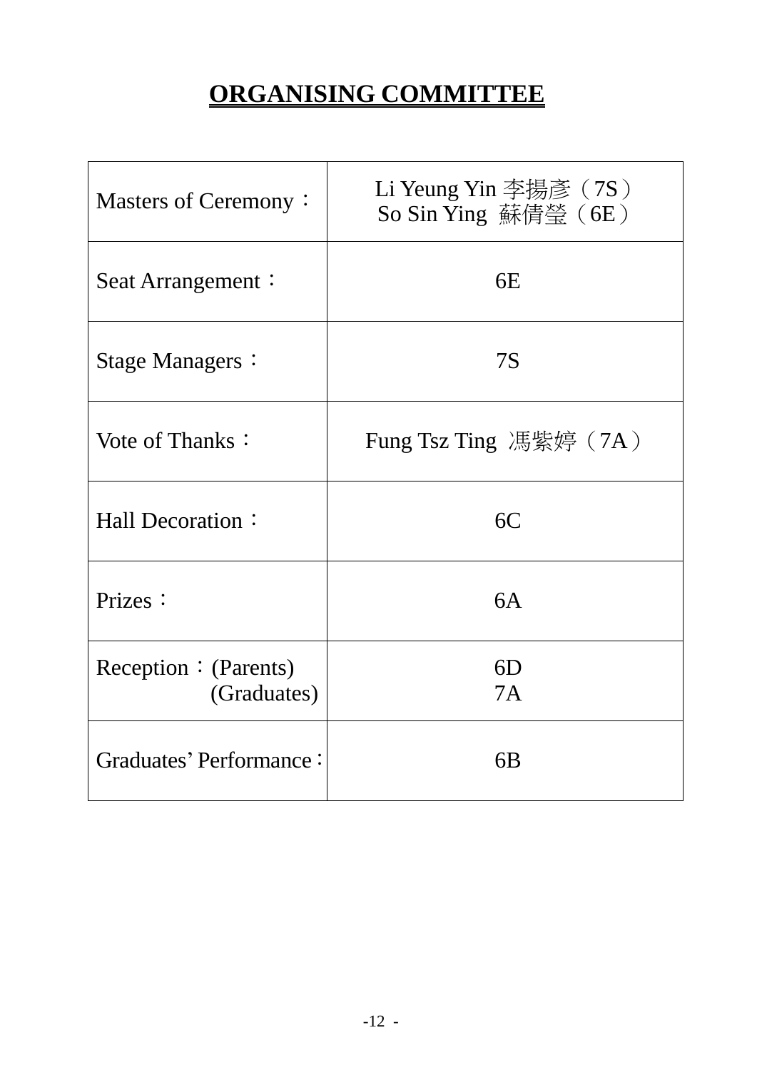# ORGANISING COMMITTEE

| | |
|---|---|
| Masters of Ceremony： | Li Yeung Yin 李揚彥（7S）<br>So Sin Ying 蘇倩瑩（6E） |
| Seat Arrangement： | 6E |
| Stage Managers： | 7S |
| Vote of Thanks： | Fung Tsz Ting 馮紫婷（7A） |
| Hall Decoration： | 6C |
| Prizes： | 6A |
| Reception：(Parents)<br>(Graduates) | 6D<br>7A |
| Graduates' Performance： | 6B |